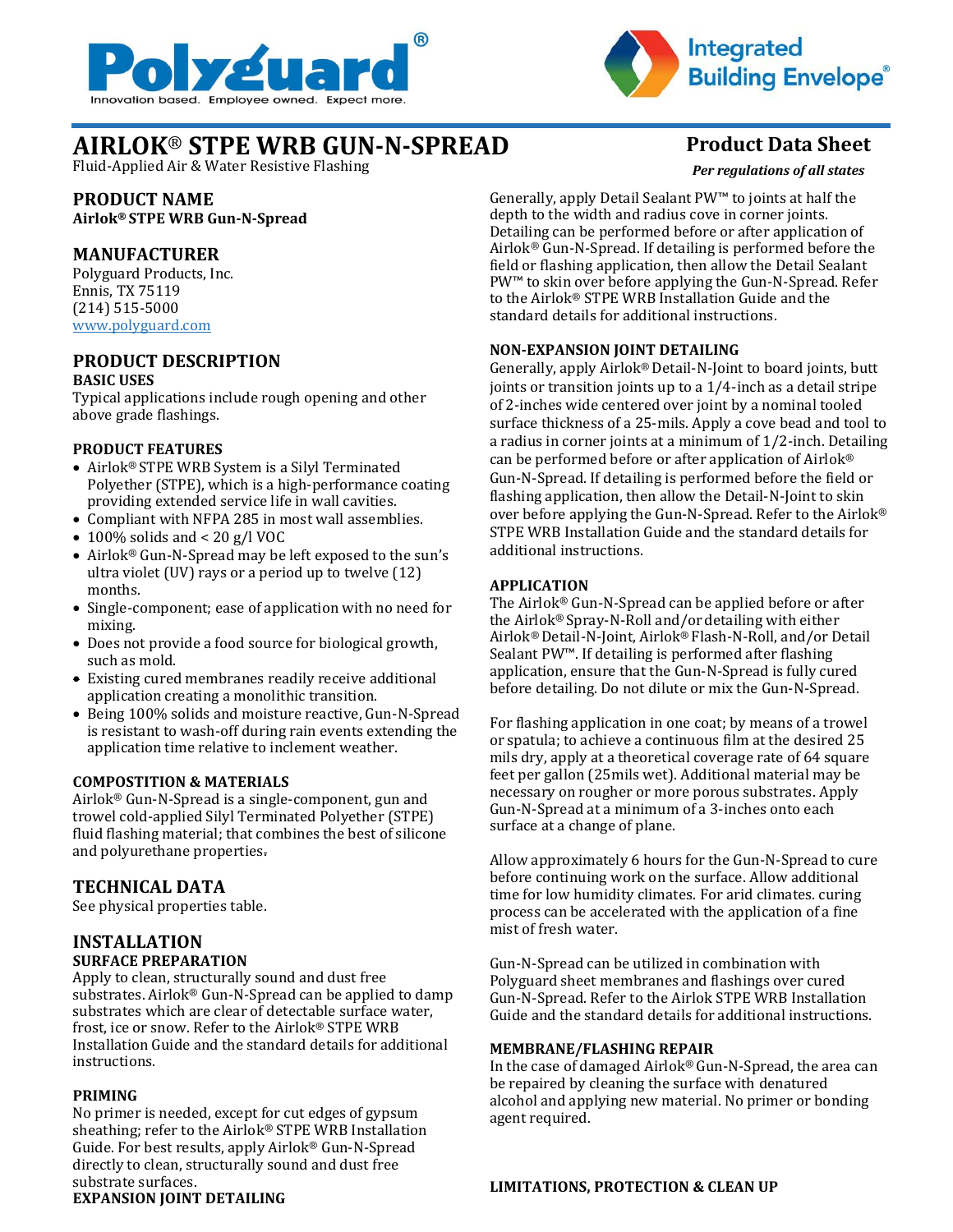Polyguard®
Innovation based. Employee owned. Expect more.

Integrated Building Envelope®

# AIRLOK® STPE WRB GUN-N-SPREAD

Fluid-Applied Air & Water Resistive Flashing

**Product Data Sheet**

***Per regulations of all states***

## PRODUCT NAME

**Airlok® STPE WRB Gun-N-Spread**

## MANUFACTURER

Polyguard Products, Inc.
Ennis, TX 75119
(214) 515-5000
www.polyguard.com

## PRODUCT DESCRIPTION

### BASIC USES

Typical applications include rough opening and other above grade flashings.

### PRODUCT FEATURES

- Airlok® STPE WRB System is a Silyl Terminated Polyether (STPE), which is a high-performance coating providing extended service life in wall cavities.
- Compliant with NFPA 285 in most wall assemblies.
- 100% solids and < 20 g/l VOC
- Airlok® Gun-N-Spread may be left exposed to the sun's ultra violet (UV) rays or a period up to twelve (12) months.
- Single-component; ease of application with no need for mixing.
- Does not provide a food source for biological growth, such as mold.
- Existing cured membranes readily receive additional application creating a monolithic transition.
- Being 100% solids and moisture reactive, Gun-N-Spread is resistant to wash-off during rain events extending the application time relative to inclement weather.

### COMPOSTITION & MATERIALS

Airlok® Gun-N-Spread is a single-component, gun and trowel cold-applied Silyl Terminated Polyether (STPE) fluid flashing material; that combines the best of silicone and polyurethane properties.

## TECHNICAL DATA

See physical properties table.

## INSTALLATION

### SURFACE PREPARATION

Apply to clean, structurally sound and dust free substrates. Airlok® Gun-N-Spread can be applied to damp substrates which are clear of detectable surface water, frost, ice or snow. Refer to the Airlok® STPE WRB Installation Guide and the standard details for additional instructions.

### PRIMING

No primer is needed, except for cut edges of gypsum sheathing; refer to the Airlok® STPE WRB Installation Guide. For best results, apply Airlok® Gun-N-Spread directly to clean, structurally sound and dust free substrate surfaces.

### EXPANSION JOINT DETAILING

Generally, apply Detail Sealant PW™ to joints at half the depth to the width and radius cove in corner joints. Detailing can be performed before or after application of Airlok® Gun-N-Spread. If detailing is performed before the field or flashing application, then allow the Detail Sealant PW™ to skin over before applying the Gun-N-Spread. Refer to the Airlok® STPE WRB Installation Guide and the standard details for additional instructions.

### NON-EXPANSION JOINT DETAILING

Generally, apply Airlok® Detail-N-Joint to board joints, butt joints or transition joints up to a 1/4-inch as a detail stripe of 2-inches wide centered over joint by a nominal tooled surface thickness of a 25-mils. Apply a cove bead and tool to a radius in corner joints at a minimum of 1/2-inch. Detailing can be performed before or after application of Airlok® Gun-N-Spread. If detailing is performed before the field or flashing application, then allow the Detail-N-Joint to skin over before applying the Gun-N-Spread. Refer to the Airlok® STPE WRB Installation Guide and the standard details for additional instructions.

### APPLICATION

The Airlok® Gun-N-Spread can be applied before or after the Airlok® Spray-N-Roll and/or detailing with either Airlok® Detail-N-Joint, Airlok® Flash-N-Roll, and/or Detail Sealant PW™. If detailing is performed after flashing application, ensure that the Gun-N-Spread is fully cured before detailing. Do not dilute or mix the Gun-N-Spread.

For flashing application in one coat; by means of a trowel or spatula; to achieve a continuous film at the desired 25 mils dry, apply at a theoretical coverage rate of 64 square feet per gallon (25mils wet). Additional material may be necessary on rougher or more porous substrates. Apply Gun-N-Spread at a minimum of a 3-inches onto each surface at a change of plane.

Allow approximately 6 hours for the Gun-N-Spread to cure before continuing work on the surface. Allow additional time for low humidity climates. For arid climates. curing process can be accelerated with the application of a fine mist of fresh water.

Gun-N-Spread can be utilized in combination with Polyguard sheet membranes and flashings over cured Gun-N-Spread. Refer to the Airlok STPE WRB Installation Guide and the standard details for additional instructions.

### MEMBRANE/FLASHING REPAIR

In the case of damaged Airlok® Gun-N-Spread, the area can be repaired by cleaning the surface with denatured alcohol and applying new material. No primer or bonding agent required.

### LIMITATIONS, PROTECTION & CLEAN UP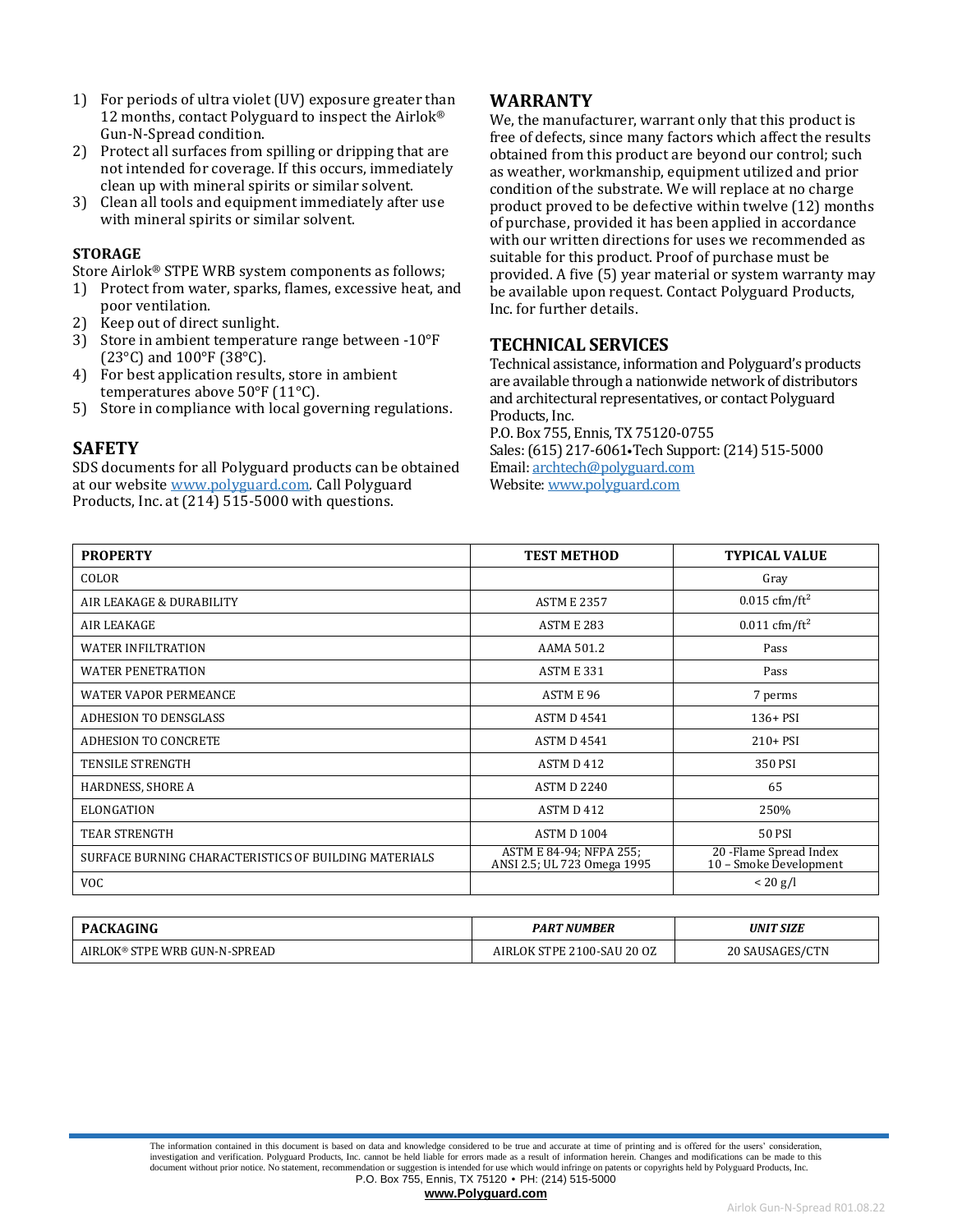1) For periods of ultra violet (UV) exposure greater than 12 months, contact Polyguard to inspect the Airlok® Gun-N-Spread condition.
2) Protect all surfaces from spilling or dripping that are not intended for coverage. If this occurs, immediately clean up with mineral spirits or similar solvent.
3) Clean all tools and equipment immediately after use with mineral spirits or similar solvent.

**STORAGE**

Store Airlok® STPE WRB system components as follows;

1) Protect from water, sparks, flames, excessive heat, and poor ventilation.
2) Keep out of direct sunlight.
3) Store in ambient temperature range between -10°F (23°C) and 100°F (38°C).
4) For best application results, store in ambient temperatures above 50°F (11°C).
5) Store in compliance with local governing regulations.

## SAFETY

SDS documents for all Polyguard products can be obtained at our website www.polyguard.com. Call Polyguard Products, Inc. at (214) 515-5000 with questions.

## WARRANTY

We, the manufacturer, warrant only that this product is free of defects, since many factors which affect the results obtained from this product are beyond our control; such as weather, workmanship, equipment utilized and prior condition of the substrate. We will replace at no charge product proved to be defective within twelve (12) months of purchase, provided it has been applied in accordance with our written directions for uses we recommended as suitable for this product. Proof of purchase must be provided. A five (5) year material or system warranty may be available upon request. Contact Polyguard Products, Inc. for further details.

## TECHNICAL SERVICES

Technical assistance, information and Polyguard's products are available through a nationwide network of distributors and architectural representatives, or contact Polyguard Products, Inc.
P.O. Box 755, Ennis, TX 75120-0755
Sales: (615) 217-6061•Tech Support: (214) 515-5000
Email: archtech@polyguard.com
Website: www.polyguard.com

| PROPERTY | TEST METHOD | TYPICAL VALUE |
|---|---|---|
| COLOR | | Gray |
| AIR LEAKAGE & DURABILITY | ASTM E 2357 | 0.015 cfm/ft² |
| AIR LEAKAGE | ASTM E 283 | 0.011 cfm/ft² |
| WATER INFILTRATION | AAMA 501.2 | Pass |
| WATER PENETRATION | ASTM E 331 | Pass |
| WATER VAPOR PERMEANCE | ASTM E 96 | 7 perms |
| ADHESION TO DENSGLASS | ASTM D 4541 | 136+ PSI |
| ADHESION TO CONCRETE | ASTM D 4541 | 210+ PSI |
| TENSILE STRENGTH | ASTM D 412 | 350 PSI |
| HARDNESS, SHORE A | ASTM D 2240 | 65 |
| ELONGATION | ASTM D 412 | 250% |
| TEAR STRENGTH | ASTM D 1004 | 50 PSI |
| SURFACE BURNING CHARACTERISTICS OF BUILDING MATERIALS | ASTM E 84-94; NFPA 255; ANSI 2.5; UL 723 Omega 1995 | 20 -Flame Spread Index 10 – Smoke Development |
| VOC | | < 20 g/l |

| PACKAGING | *PART NUMBER* | *UNIT SIZE* |
|---|---|---|
| AIRLOK® STPE WRB GUN-N-SPREAD | AIRLOK STPE 2100-SAU 20 OZ | 20 SAUSAGES/CTN |

The information contained in this document is based on data and knowledge considered to be true and accurate at time of printing and is offered for the users' consideration, investigation and verification. Polyguard Products, Inc. cannot be held liable for errors made as a result of information herein. Changes and modifications can be made to this document without prior notice. No statement, recommendation or suggestion is intended for use which would infringe on patents or copyrights held by Polyguard Products, Inc.
P.O. Box 755, Ennis, TX 75120 • PH: (214) 515-5000
**www.Polyguard.com**

Airlok Gun-N-Spread R01.08.22